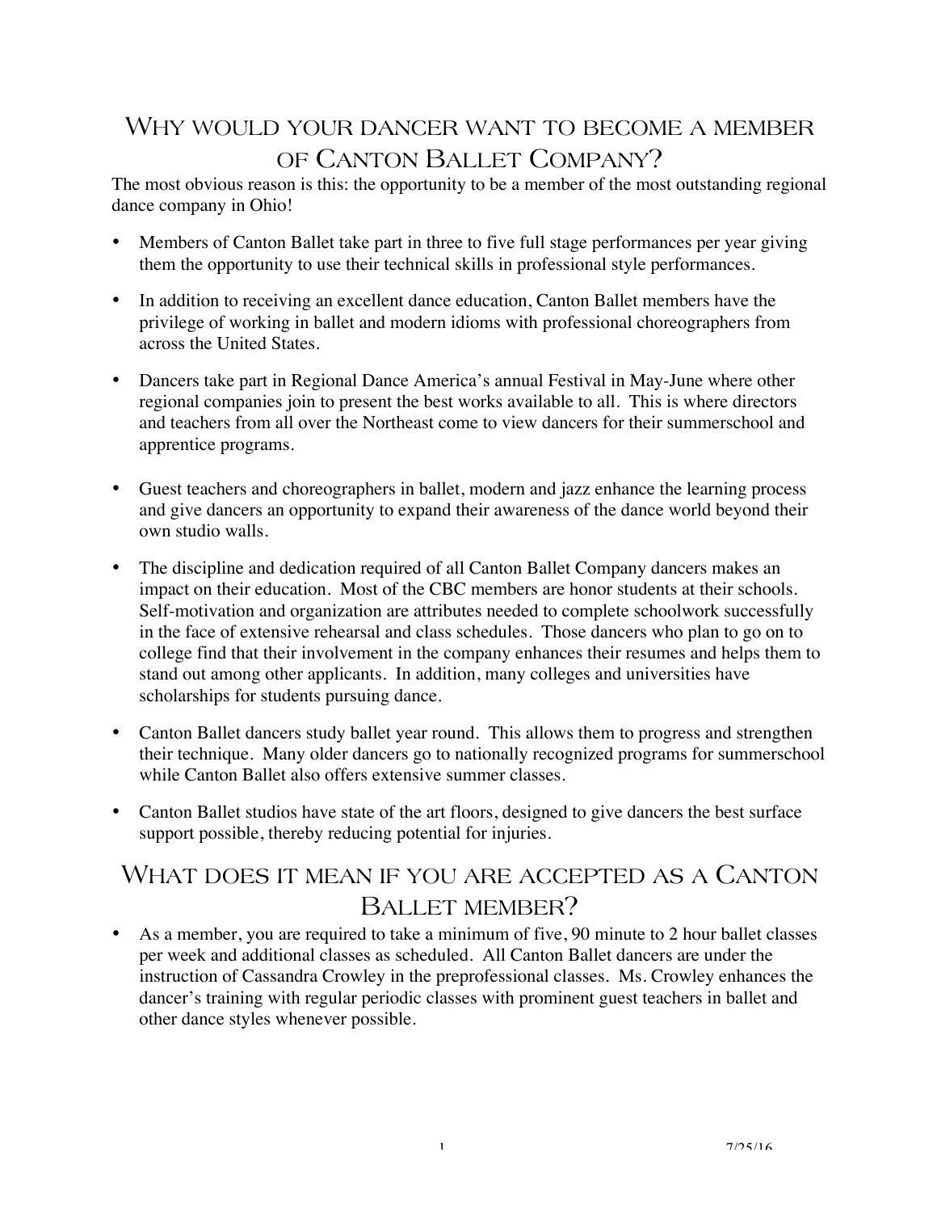# Why would your dancer want to become a member of Canton Ballet Company?

The most obvious reason is this: the opportunity to be a member of the most outstanding regional dance company in Ohio!

- Members of Canton Ballet take part in three to five full stage performances per year giving them the opportunity to use their technical skills in professional style performances.
- In addition to receiving an excellent dance education, Canton Ballet members have the privilege of working in ballet and modern idioms with professional choreographers from across the United States.
- Dancers take part in Regional Dance America's annual Festival in May-June where other regional companies join to present the best works available to all. This is where directors and teachers from all over the Northeast come to view dancers for their summerschool and apprentice programs.
- Guest teachers and choreographers in ballet, modern and jazz enhance the learning process and give dancers an opportunity to expand their awareness of the dance world beyond their own studio walls.
- The discipline and dedication required of all Canton Ballet Company dancers makes an impact on their education. Most of the CBC members are honor students at their schools. Self-motivation and organization are attributes needed to complete schoolwork successfully in the face of extensive rehearsal and class schedules. Those dancers who plan to go on to college find that their involvement in the company enhances their resumes and helps them to stand out among other applicants. In addition, many colleges and universities have scholarships for students pursuing dance.
- Canton Ballet dancers study ballet year round. This allows them to progress and strengthen their technique. Many older dancers go to nationally recognized programs for summerschool while Canton Ballet also offers extensive summer classes.
- Canton Ballet studios have state of the art floors, designed to give dancers the best surface support possible, thereby reducing potential for injuries.

# What does it mean if you are accepted as a Canton Ballet member?

- As a member, you are required to take a minimum of five, 90 minute to 2 hour ballet classes per week and additional classes as scheduled. All Canton Ballet dancers are under the instruction of Cassandra Crowley in the preprofessional classes. Ms. Crowley enhances the dancer's training with regular periodic classes with prominent guest teachers in ballet and other dance styles whenever possible.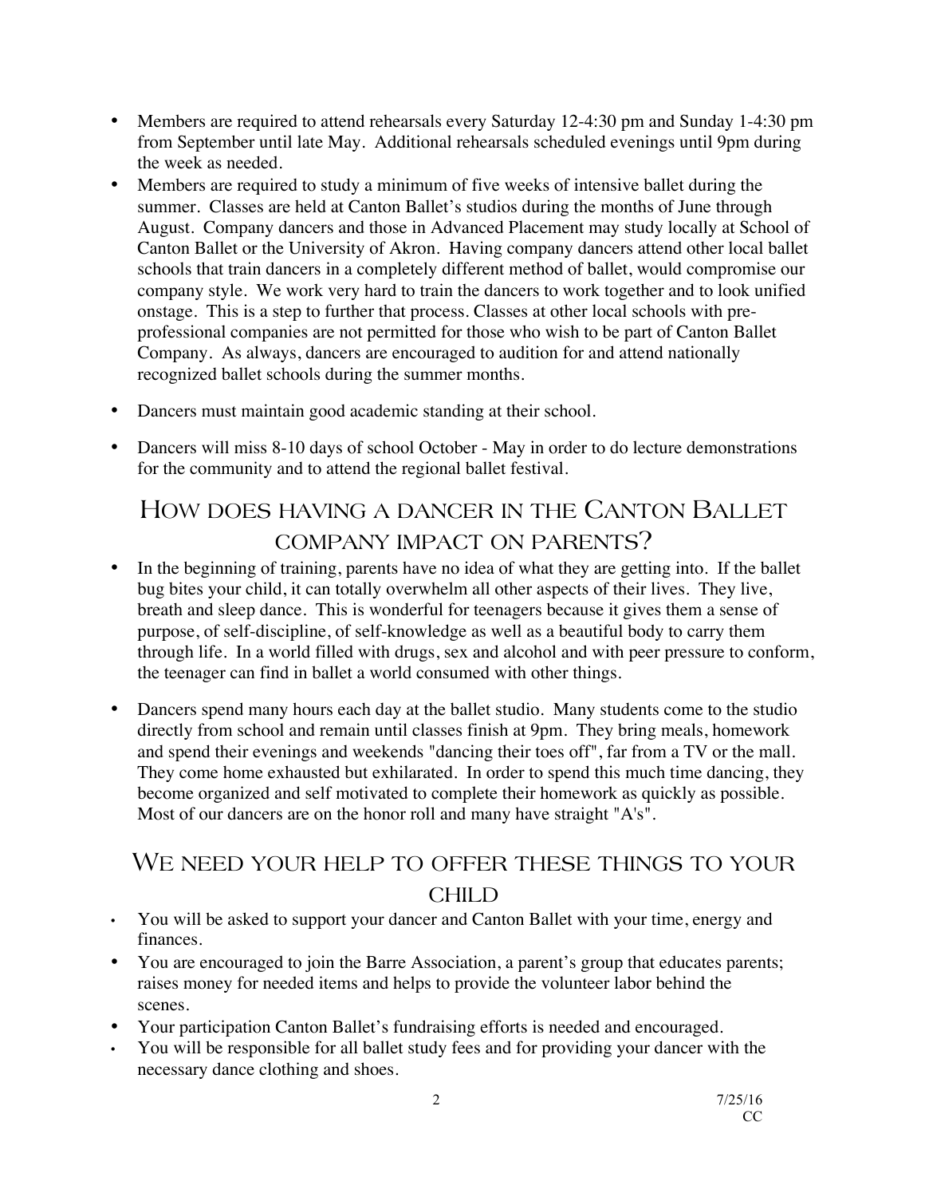- Members are required to attend rehearsals every Saturday 12-4:30 pm and Sunday 1-4:30 pm from September until late May. Additional rehearsals scheduled evenings until 9pm during the week as needed.
- Members are required to study a minimum of five weeks of intensive ballet during the summer. Classes are held at Canton Ballet's studios during the months of June through August. Company dancers and those in Advanced Placement may study locally at School of Canton Ballet or the University of Akron. Having company dancers attend other local ballet schools that train dancers in a completely different method of ballet, would compromise our company style. We work very hard to train the dancers to work together and to look unified onstage. This is a step to further that process. Classes at other local schools with pre-professional companies are not permitted for those who wish to be part of Canton Ballet Company. As always, dancers are encouraged to audition for and attend nationally recognized ballet schools during the summer months.
- Dancers must maintain good academic standing at their school.
- Dancers will miss 8-10 days of school October - May in order to do lecture demonstrations for the community and to attend the regional ballet festival.

## How does having a dancer in the Canton Ballet company impact on parents?

- In the beginning of training, parents have no idea of what they are getting into. If the ballet bug bites your child, it can totally overwhelm all other aspects of their lives. They live, breath and sleep dance. This is wonderful for teenagers because it gives them a sense of purpose, of self-discipline, of self-knowledge as well as a beautiful body to carry them through life. In a world filled with drugs, sex and alcohol and with peer pressure to conform, the teenager can find in ballet a world consumed with other things.
- Dancers spend many hours each day at the ballet studio. Many students come to the studio directly from school and remain until classes finish at 9pm. They bring meals, homework and spend their evenings and weekends "dancing their toes off", far from a TV or the mall. They come home exhausted but exhilarated. In order to spend this much time dancing, they become organized and self motivated to complete their homework as quickly as possible. Most of our dancers are on the honor roll and many have straight "A's".

## We need your help to offer these things to your child

- You will be asked to support your dancer and Canton Ballet with your time, energy and finances.
- You are encouraged to join the Barre Association, a parent's group that educates parents; raises money for needed items and helps to provide the volunteer labor behind the scenes.
- Your participation Canton Ballet's fundraising efforts is needed and encouraged.
- You will be responsible for all ballet study fees and for providing your dancer with the necessary dance clothing and shoes.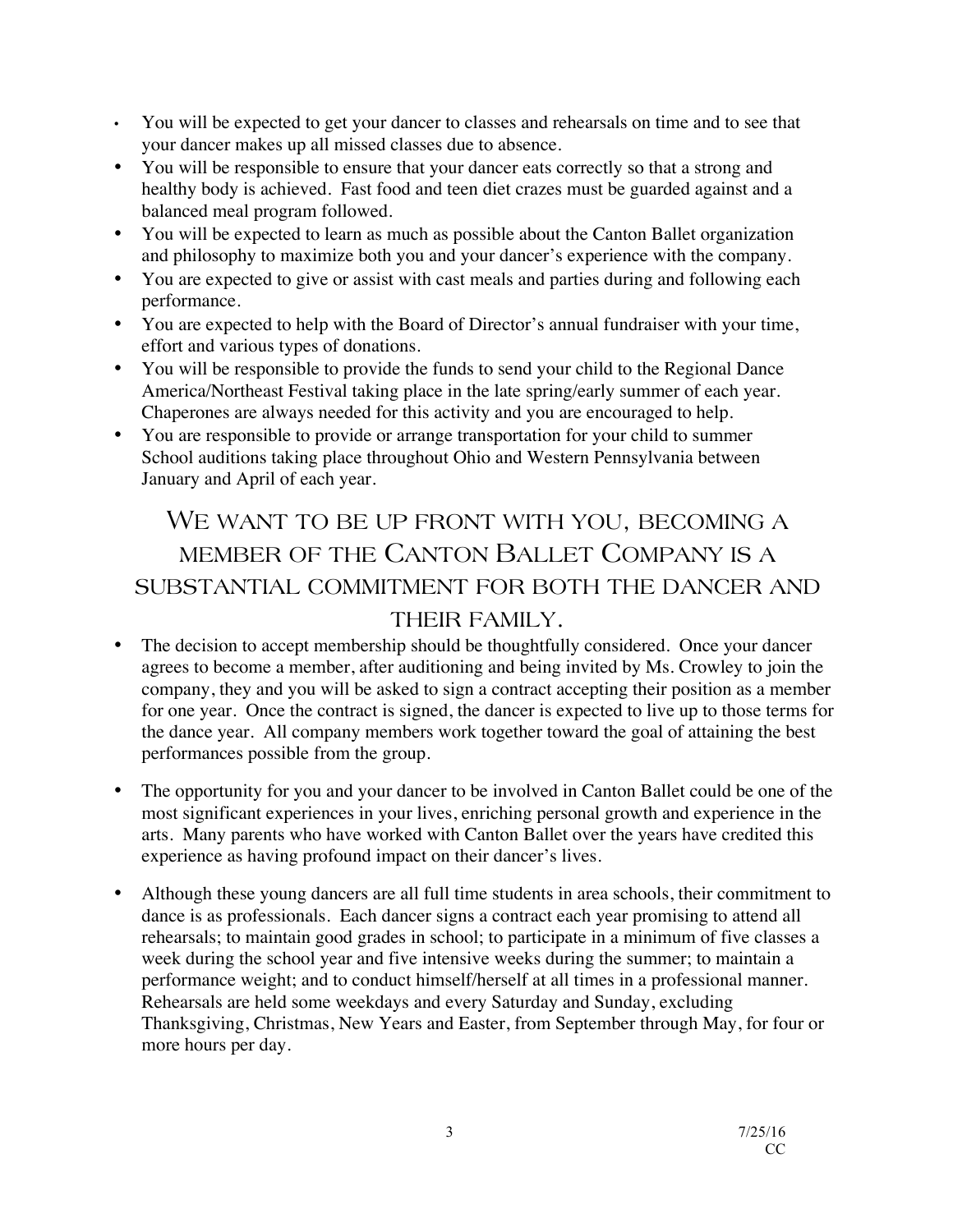- You will be expected to get your dancer to classes and rehearsals on time and to see that your dancer makes up all missed classes due to absence.
- You will be responsible to ensure that your dancer eats correctly so that a strong and healthy body is achieved. Fast food and teen diet crazes must be guarded against and a balanced meal program followed.
- You will be expected to learn as much as possible about the Canton Ballet organization and philosophy to maximize both you and your dancer's experience with the company.
- You are expected to give or assist with cast meals and parties during and following each performance.
- You are expected to help with the Board of Director's annual fundraiser with your time, effort and various types of donations.
- You will be responsible to provide the funds to send your child to the Regional Dance America/Northeast Festival taking place in the late spring/early summer of each year. Chaperones are always needed for this activity and you are encouraged to help.
- You are responsible to provide or arrange transportation for your child to summer School auditions taking place throughout Ohio and Western Pennsylvania between January and April of each year.

## We want to be up front with you, becoming a member of the Canton Ballet Company is a substantial commitment for both the dancer and their family.

- The decision to accept membership should be thoughtfully considered. Once your dancer agrees to become a member, after auditioning and being invited by Ms. Crowley to join the company, they and you will be asked to sign a contract accepting their position as a member for one year. Once the contract is signed, the dancer is expected to live up to those terms for the dance year. All company members work together toward the goal of attaining the best performances possible from the group.

- The opportunity for you and your dancer to be involved in Canton Ballet could be one of the most significant experiences in your lives, enriching personal growth and experience in the arts. Many parents who have worked with Canton Ballet over the years have credited this experience as having profound impact on their dancer's lives.

- Although these young dancers are all full time students in area schools, their commitment to dance is as professionals. Each dancer signs a contract each year promising to attend all rehearsals; to maintain good grades in school; to participate in a minimum of five classes a week during the school year and five intensive weeks during the summer; to maintain a performance weight; and to conduct himself/herself at all times in a professional manner. Rehearsals are held some weekdays and every Saturday and Sunday, excluding Thanksgiving, Christmas, New Years and Easter, from September through May, for four or more hours per day.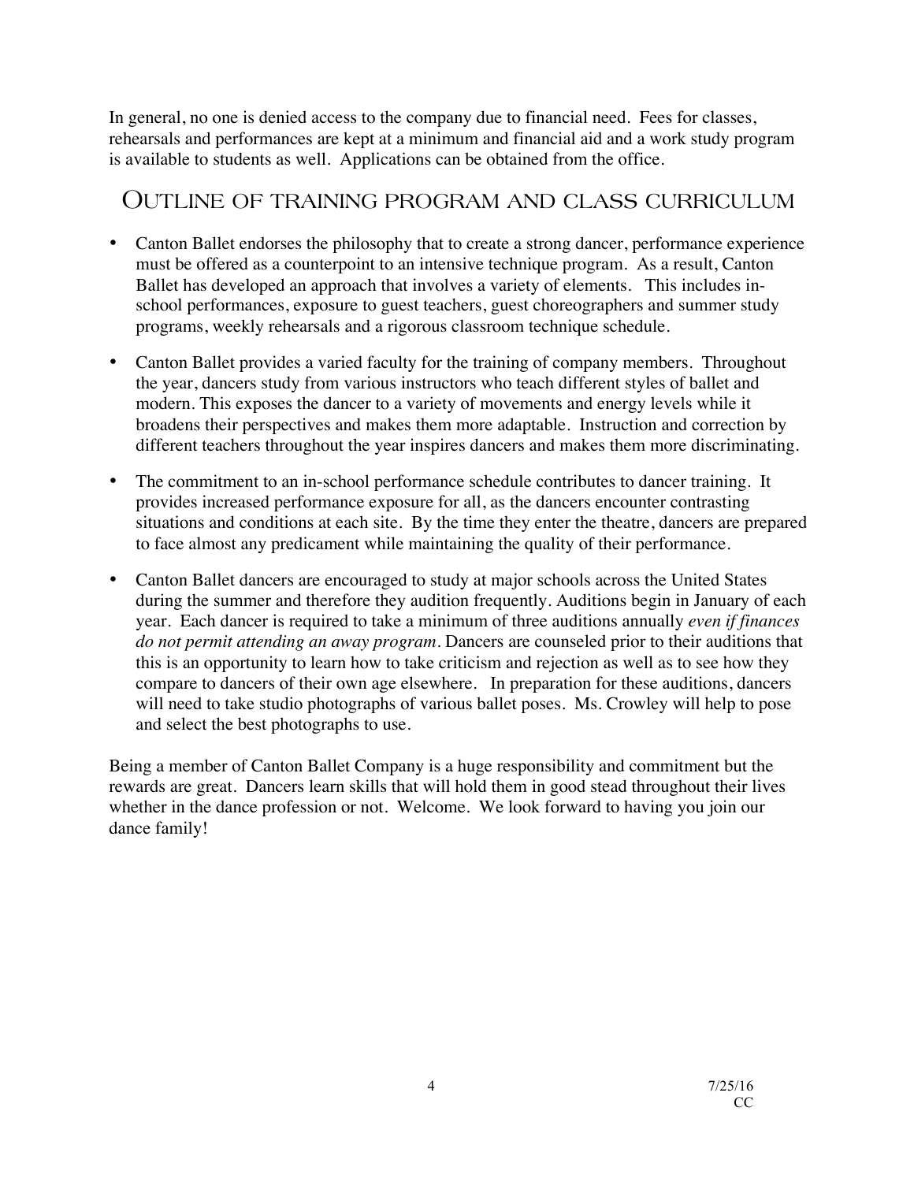In general, no one is denied access to the company due to financial need. Fees for classes, rehearsals and performances are kept at a minimum and financial aid and a work study program is available to students as well. Applications can be obtained from the office.

## Outline of training program and class curriculum

- Canton Ballet endorses the philosophy that to create a strong dancer, performance experience must be offered as a counterpoint to an intensive technique program. As a result, Canton Ballet has developed an approach that involves a variety of elements. This includes in-school performances, exposure to guest teachers, guest choreographers and summer study programs, weekly rehearsals and a rigorous classroom technique schedule.
- Canton Ballet provides a varied faculty for the training of company members. Throughout the year, dancers study from various instructors who teach different styles of ballet and modern. This exposes the dancer to a variety of movements and energy levels while it broadens their perspectives and makes them more adaptable. Instruction and correction by different teachers throughout the year inspires dancers and makes them more discriminating.
- The commitment to an in-school performance schedule contributes to dancer training. It provides increased performance exposure for all, as the dancers encounter contrasting situations and conditions at each site. By the time they enter the theatre, dancers are prepared to face almost any predicament while maintaining the quality of their performance.
- Canton Ballet dancers are encouraged to study at major schools across the United States during the summer and therefore they audition frequently. Auditions begin in January of each year. Each dancer is required to take a minimum of three auditions annually *even if finances do not permit attending an away program*. Dancers are counseled prior to their auditions that this is an opportunity to learn how to take criticism and rejection as well as to see how they compare to dancers of their own age elsewhere. In preparation for these auditions, dancers will need to take studio photographs of various ballet poses. Ms. Crowley will help to pose and select the best photographs to use.

Being a member of Canton Ballet Company is a huge responsibility and commitment but the rewards are great. Dancers learn skills that will hold them in good stead throughout their lives whether in the dance profession or not. Welcome. We look forward to having you join our dance family!